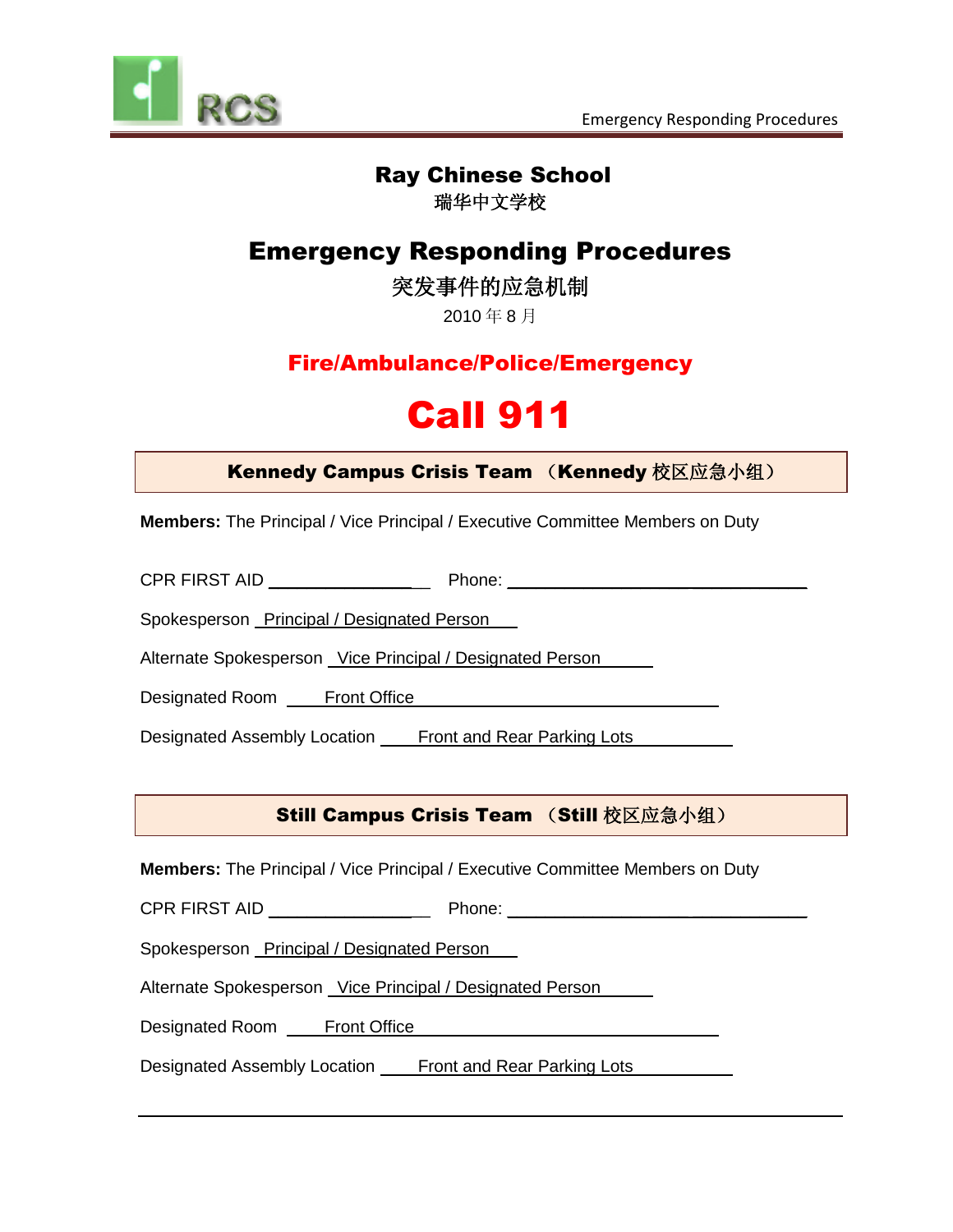# Ray Chinese School

瑞华中文学校

## Emergency Responding Procedures

突发事件的应急机制

2010 年 8 月

**Fire/Ambulance/Police/Emergency**

# Call 911

### Kennedy Campus Crisis Team （Kennedy 校区应急小组）

**Members:** The Principal / Vice Principal / Executive Committee Members on Duty

CPR FIRST AID ____________________ Phone: ________________________________

Spokesperson Principal / Designated Person

Alternate Spokesperson Vice Principal / Designated Person

Designated Room Front Office

Designated Assembly Location Front and Rear Parking Lots

### Still Campus Crisis Team （Still 校区应急小组）

**Members:** The Principal / Vice Principal / Executive Committee Members on Duty

CPR FIRST AID ____________________ Phone: ________________________________

Spokesperson Principal / Designated Person

Alternate Spokesperson Vice Principal / Designated Person

Designated Room Front Office

Designated Assembly Location Front and Rear Parking Lots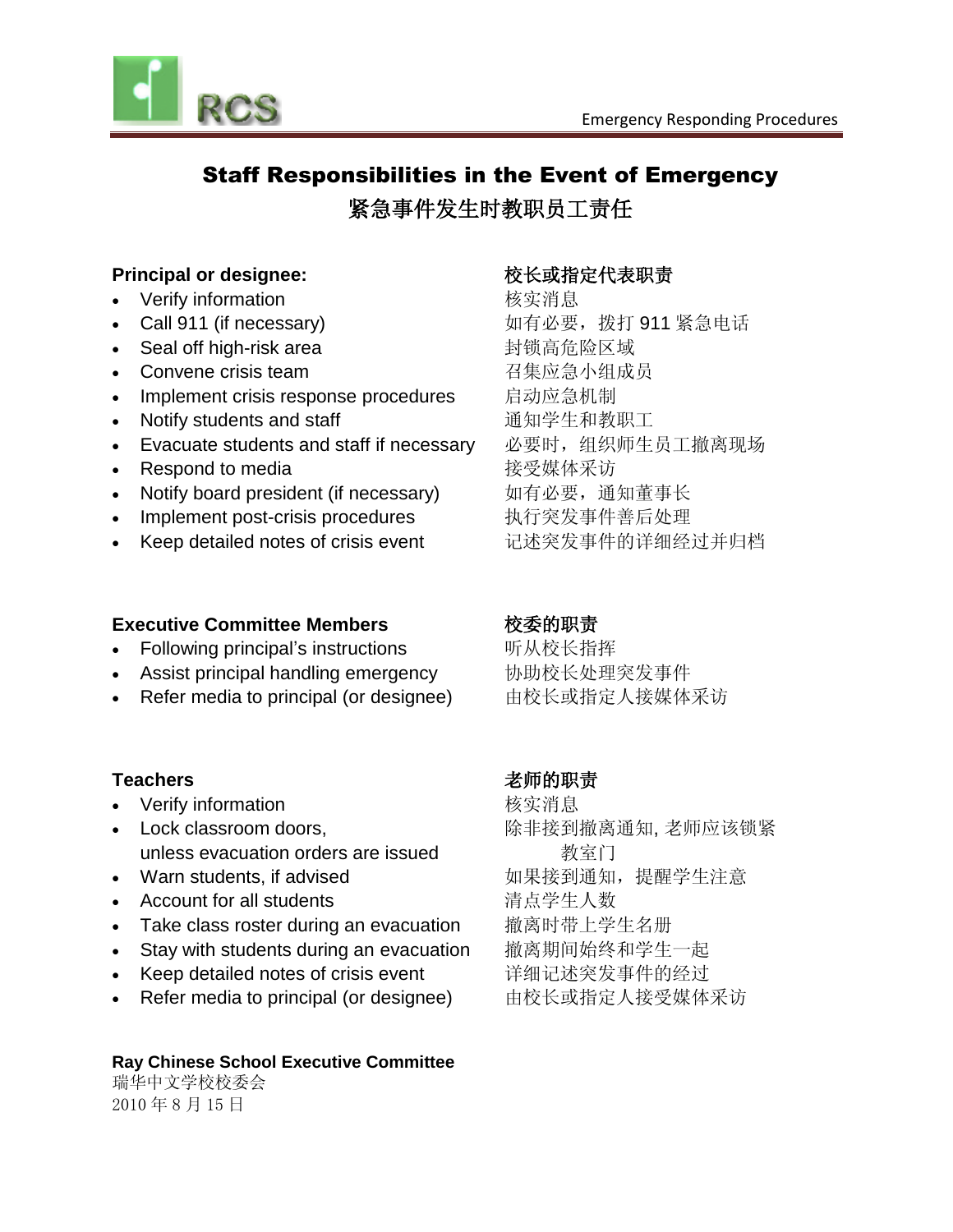## Staff Responsibilities in the Event of Emergency
## 紧急事件发生时教职员工责任

**Principal or designee:**
- Verify information
- Call 911 (if necessary)
- Seal off high-risk area
- Convene crisis team
- Implement crisis response procedures
- Notify students and staff
- Evacuate students and staff if necessary
- Respond to media
- Notify board president (if necessary)
- Implement post-crisis procedures
- Keep detailed notes of crisis event

**校长或指定代表职责**

核实消息
如有必要，拨打 911 紧急电话
封锁高危险区域
召集应急小组成员
启动应急机制
通知学生和教职工
必要时，组织师生员工撤离现场
接受媒体采访
如有必要，通知董事长
执行突发事件善后处理
记述突发事件的详细经过并归档

**Executive Committee Members**
- Following principal's instructions
- Assist principal handling emergency
- Refer media to principal (or designee)

**校委的职责**

听从校长指挥
协助校长处理突发事件
由校长或指定人接媒体采访

**Teachers**
- Verify information
- Lock classroom doors, unless evacuation orders are issued
- Warn students, if advised
- Account for all students
- Take class roster during an evacuation
- Stay with students during an evacuation
- Keep detailed notes of crisis event
- Refer media to principal (or designee)

**老师的职责**

核实消息
除非接到撤离通知, 老师应该锁紧教室门
如果接到通知，提醒学生注意
清点学生人数
撤离时带上学生名册
撤离期间始终和学生一起
详细记述突发事件的经过
由校长或指定人接受媒体采访

**Ray Chinese School Executive Committee**
瑞华中文学校校委会
2010 年 8 月 15 日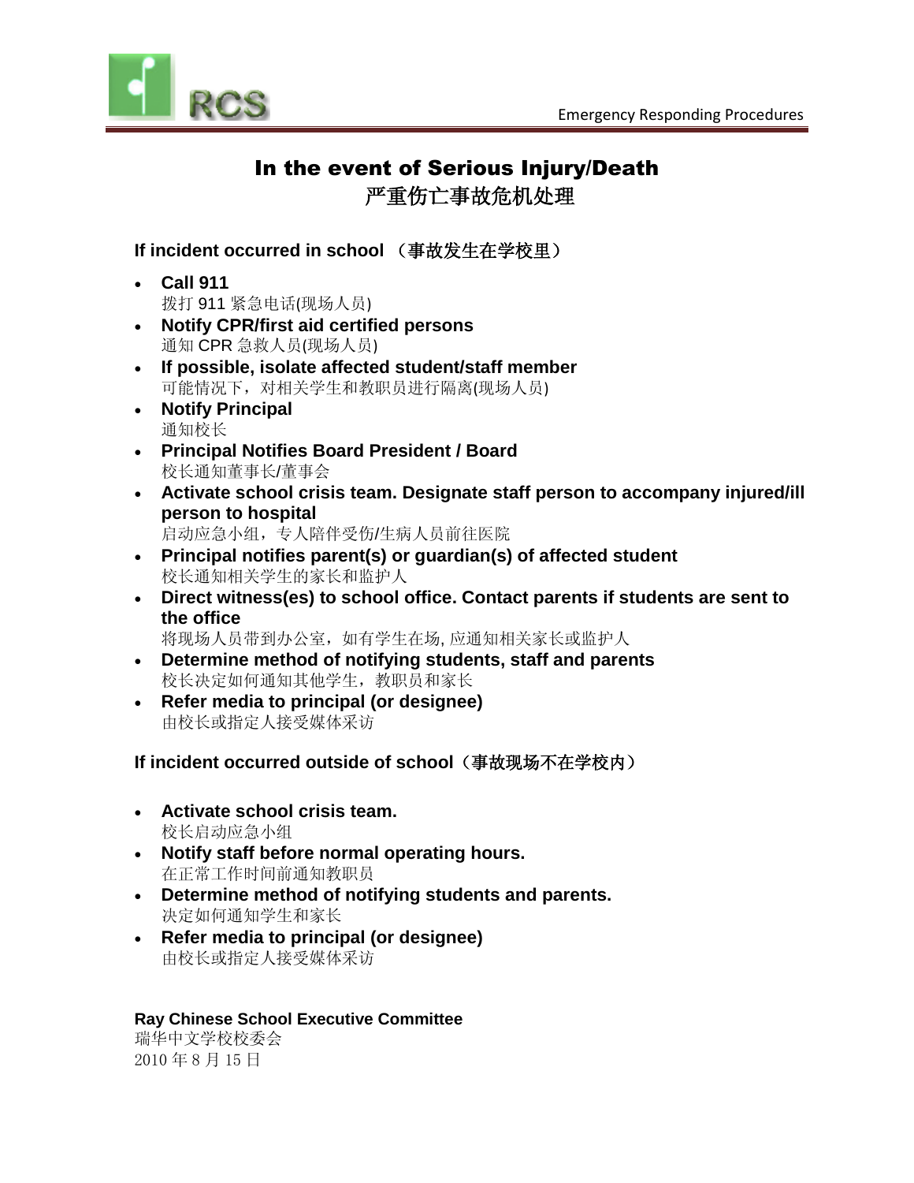# In the event of Serious Injury/Death
# 严重伤亡事故危机处理

**If incident occurred in school （事故发生在学校里）**

- **Call 911**
  拨打 911 紧急电话(现场人员)
- **Notify CPR/first aid certified persons**
  通知 CPR 急救人员(现场人员)
- **If possible, isolate affected student/staff member**
  可能情况下，对相关学生和教职员进行隔离(现场人员)
- **Notify Principal**
  通知校长
- **Principal Notifies Board President / Board**
  校长通知董事长/董事会
- **Activate school crisis team. Designate staff person to accompany injured/ill person to hospital**
  启动应急小组，专人陪伴受伤/生病人员前往医院
- **Principal notifies parent(s) or guardian(s) of affected student**
  校长通知相关学生的家长和监护人
- **Direct witness(es) to school office. Contact parents if students are sent to the office**
  将现场人员带到办公室，如有学生在场, 应通知相关家长或监护人
- **Determine method of notifying students, staff and parents**
  校长决定如何通知其他学生，教职员和家长
- **Refer media to principal (or designee)**
  由校长或指定人接受媒体采访

**If incident occurred outside of school（事故现场不在学校内）**

- **Activate school crisis team.**
  校长启动应急小组
- **Notify staff before normal operating hours.**
  在正常工作时间前通知教职员
- **Determine method of notifying students and parents.**
  决定如何通知学生和家长
- **Refer media to principal (or designee)**
  由校长或指定人接受媒体采访

**Ray Chinese School Executive Committee**
瑞华中文学校校委会
2010 年 8 月 15 日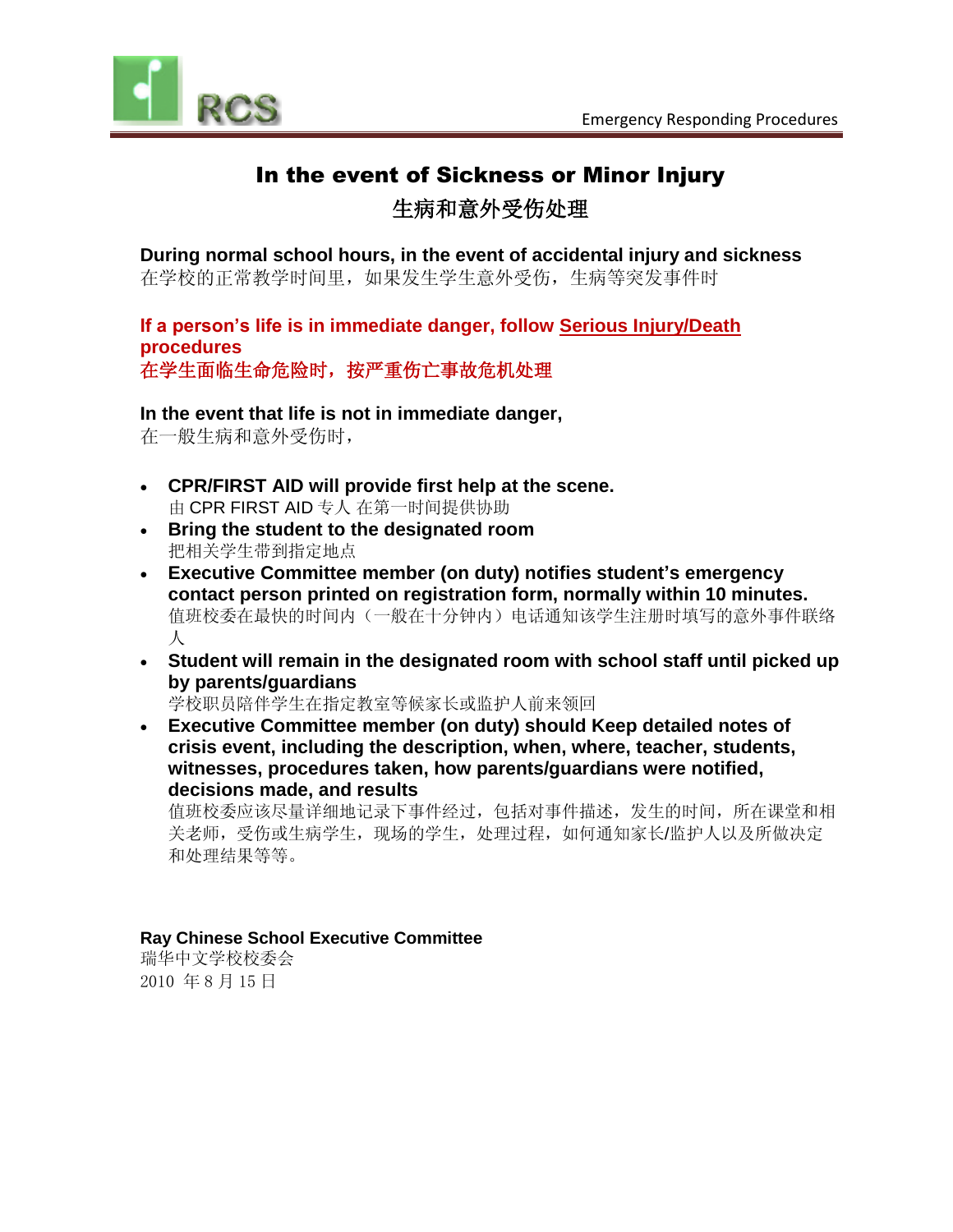# In the event of Sickness or Minor Injury

## 生病和意外受伤处理

**During normal school hours, in the event of accidental injury and sickness**
在学校的正常教学时间里，如果发生学生意外受伤，生病等突发事件时

**If a person's life is in immediate danger, follow Serious Injury/Death procedures**
**在学生面临生命危险时，按严重伤亡事故危机处理**

**In the event that life is not in immediate danger,**
在一般生病和意外受伤时，

- **CPR/FIRST AID will provide first help at the scene.**
  由 CPR FIRST AID 专人 在第一时间提供协助
- **Bring the student to the designated room**
  把相关学生带到指定地点
- **Executive Committee member (on duty) notifies student's emergency contact person printed on registration form, normally within 10 minutes.**
  值班校委在最快的时间内（一般在十分钟内）电话通知该学生注册时填写的意外事件联络人
- **Student will remain in the designated room with school staff until picked up by parents/guardians**
  学校职员陪伴学生在指定教室等候家长或监护人前来领回
- **Executive Committee member (on duty) should Keep detailed notes of crisis event, including the description, when, where, teacher, students, witnesses, procedures taken, how parents/guardians were notified, decisions made, and results**
  值班校委应该尽量详细地记录下事件经过，包括对事件描述，发生的时间，所在课堂和相关老师，受伤或生病学生，现场的学生，处理过程，如何通知家长/监护人以及所做决定和处理结果等等。

**Ray Chinese School Executive Committee**
瑞华中文学校校委会
2010 年 8 月 15 日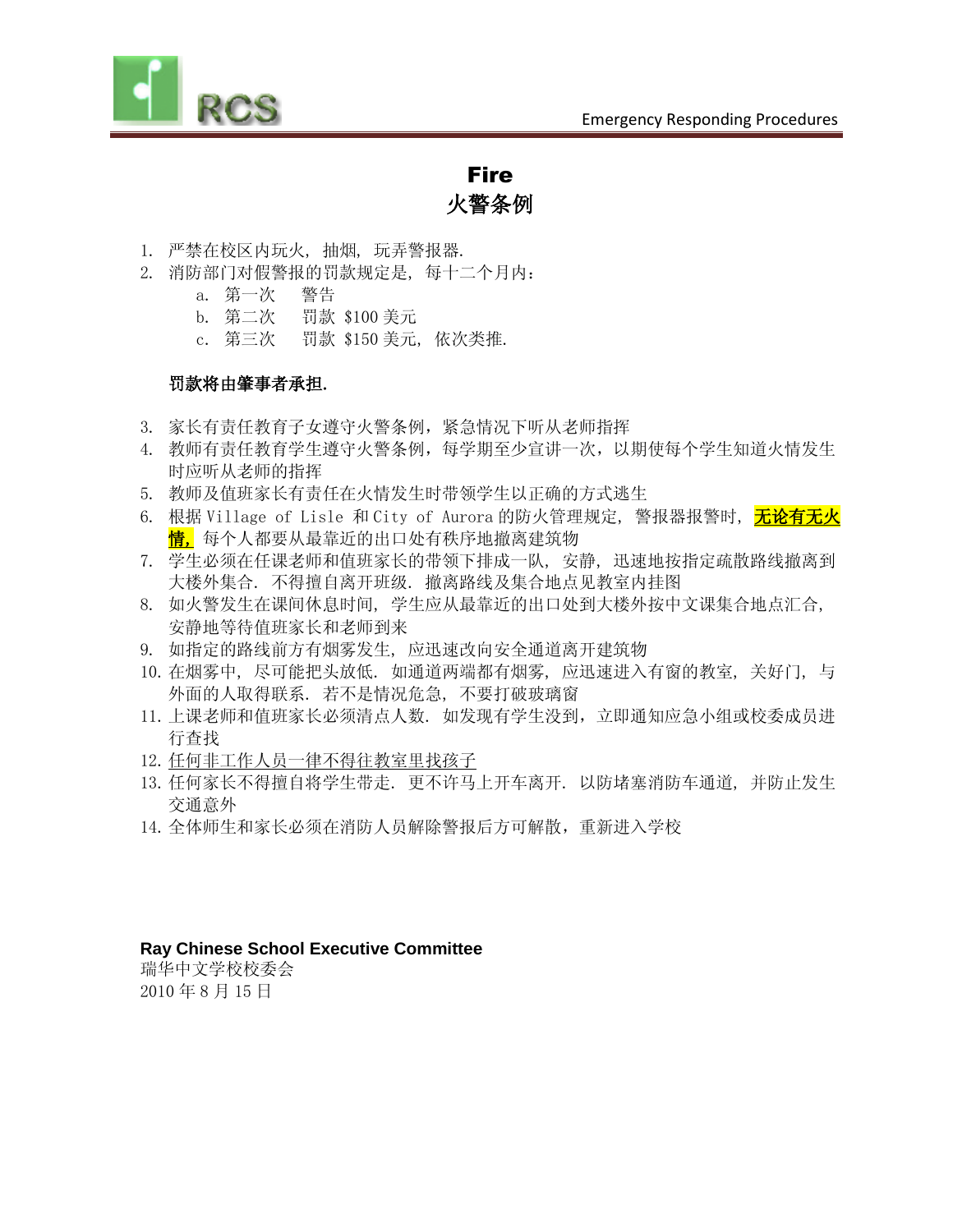# Fire
# 火警条例

1. 严禁在校区内玩火，抽烟，玩弄警报器.
2. 消防部门对假警报的罚款规定是，每十二个月内：
   a. 第一次　　警告
   b. 第二次　　罚款 $100 美元
   c. 第三次　　罚款 $150 美元，依次类推.

   **罚款将由肇事者承担.**

3. 家长有责任教育子女遵守火警条例，紧急情况下听从老师指挥
4. 教师有责任教育学生遵守火警条例，每学期至少宣讲一次，以期使每个学生知道火情发生时应听从老师的指挥
5. 教师及值班家长有责任在火情发生时带领学生以正确的方式逃生
6. 根据 Village of Lisle 和 City of Aurora 的防火管理规定，警报器报警时，**无论有无火情，**每个人都要从最靠近的出口处有秩序地撤离建筑物
7. 学生必须在任课老师和值班家长的带领下排成一队，安静，迅速地按指定疏散路线撤离到大楼外集合. 不得擅自离开班级. 撤离路线及集合地点见教室内挂图
8. 如火警发生在课间休息时间，学生应从最近的出口处到大楼外按中文课集合地点汇合，安静地等待值班家长和老师到来
9. 如指定的路线前方有烟雾发生，应迅速改向安全通道离开建筑物
10. 在烟雾中，尽可能把头放低. 如通道两端都有烟雾，应迅速进入有窗的教室，关好门，与外面的人取得联系. 若不是情况危急，不要打破玻璃窗
11. 上课老师和值班家长必须清点人数. 如发现有学生没到，立即通知应急小组或校委成员进行查找
12. 任何非工作人员一律不得往教室里找孩子
13. 任何家长不得擅自将学生带走. 更不许马上开车离开. 以防堵塞消防车通道，并防止发生交通意外
14. 全体师生和家长必须在消防人员解除警报后方可解散，重新进入学校

**Ray Chinese School Executive Committee**
瑞华中文学校校委会
2010 年 8 月 15 日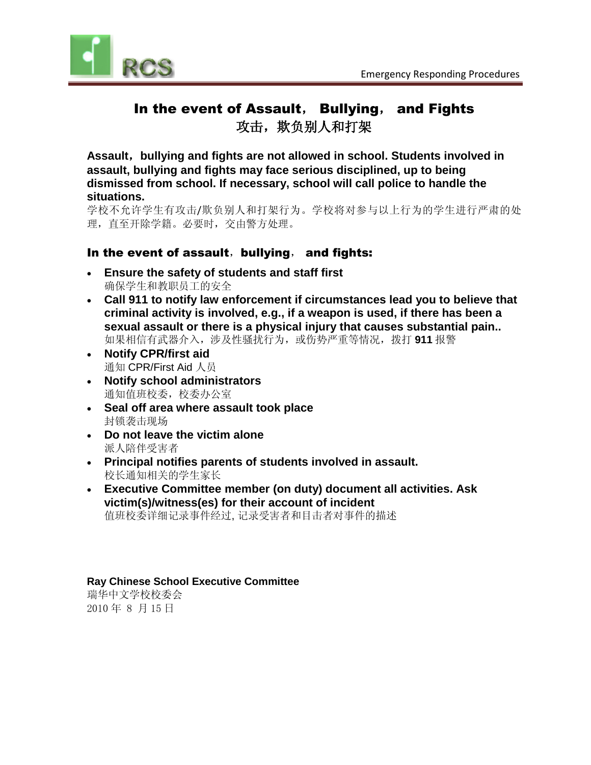# In the event of Assault， Bullying， and Fights
# 攻击，欺负别人和打架

**Assault，bullying and fights are not allowed in school. Students involved in assault, bullying and fights may face serious disciplined, up to being dismissed from school. If necessary, school will call police to handle the situations.**
学校不允许学生有攻击/欺负别人和打架行为。学校将对参与以上行为的学生进行严肃的处理，直至开除学籍。必要时，交由警方处理。

## In the event of assault，bullying， and fights:

- **Ensure the safety of students and staff first**
  确保学生和教职员工的安全
- **Call 911 to notify law enforcement if circumstances lead you to believe that criminal activity is involved, e.g., if a weapon is used, if there has been a sexual assault or there is a physical injury that causes substantial pain..**
  如果相信有武器介入，涉及性骚扰行为，或伤势严重等情况，拨打 **911** 报警
- **Notify CPR/first aid**
  通知 CPR/First Aid 人员
- **Notify school administrators**
  通知值班校委，校委办公室
- **Seal off area where assault took place**
  封锁袭击现场
- **Do not leave the victim alone**
  派人陪伴受害者
- **Principal notifies parents of students involved in assault.**
  校长通知相关的学生家长
- **Executive Committee member (on duty) document all activities. Ask victim(s)/witness(es) for their account of incident**
  值班校委详细记录事件经过, 记录受害者和目击者对事件的描述

**Ray Chinese School Executive Committee**
瑞华中文学校校委会
2010 年 8 月 15 日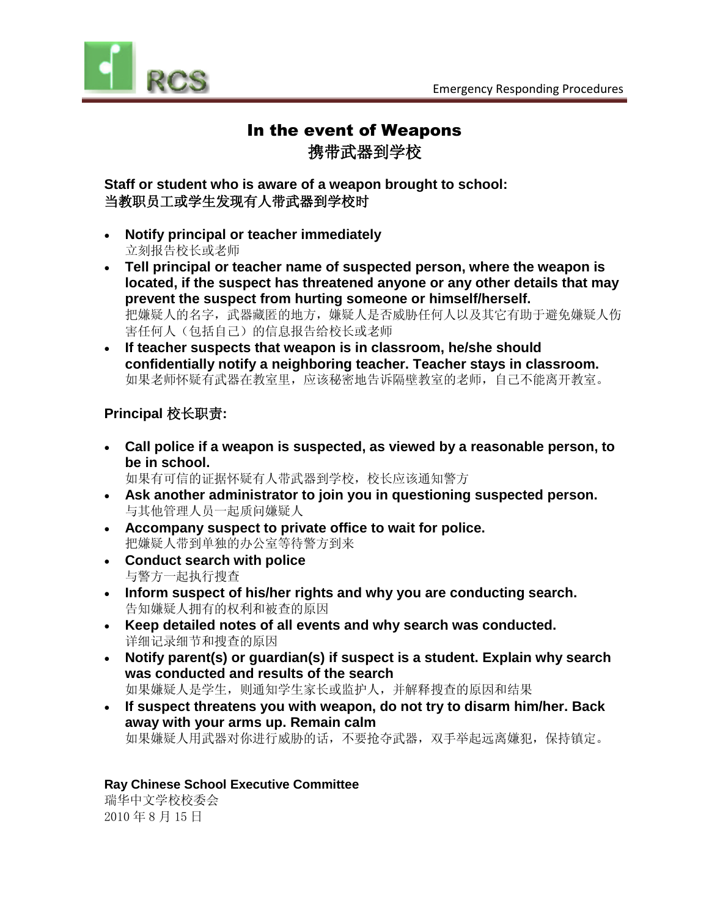# In the event of Weapons

# 携带武器到学校

**Staff or student who is aware of a weapon brought to school:**
**当教职员工或学生发现有人带武器到学校时**

- **Notify principal or teacher immediately**
  立刻报告校长或老师
- **Tell principal or teacher name of suspected person, where the weapon is located, if the suspect has threatened anyone or any other details that may prevent the suspect from hurting someone or himself/herself.**
  把嫌疑人的名字，武器藏匿的地方，嫌疑人是否威胁任何人以及其它有助于避免嫌疑人伤害任何人（包括自己）的信息报告给校长或老师
- **If teacher suspects that weapon is in classroom, he/she should confidentially notify a neighboring teacher. Teacher stays in classroom.**
  如果老师怀疑有武器在教室里，应该秘密地告诉隔壁教室的老师，自己不能离开教室。

**Principal 校长职责:**

- **Call police if a weapon is suspected, as viewed by a reasonable person, to be in school.**
  如果有可信的证据怀疑有人带武器到学校，校长应该通知警方
- **Ask another administrator to join you in questioning suspected person.**
  与其他管理人员一起质问嫌疑人
- **Accompany suspect to private office to wait for police.**
  把嫌疑人带到单独的办公室等待警方到来
- **Conduct search with police**
  与警方一起执行搜查
- **Inform suspect of his/her rights and why you are conducting search.**
  告知嫌疑人拥有的权利和被查的原因
- **Keep detailed notes of all events and why search was conducted.**
  详细记录细节和搜查的原因
- **Notify parent(s) or guardian(s) if suspect is a student. Explain why search was conducted and results of the search**
  如果嫌疑人是学生，则通知学生家长或监护人，并解释搜查的原因和结果
- **If suspect threatens you with weapon, do not try to disarm him/her. Back away with your arms up. Remain calm**
  如果嫌疑人用武器对你进行威胁的话，不要抢夺武器，双手举起远离嫌犯，保持镇定。

**Ray Chinese School Executive Committee**
瑞华中文学校校委会
2010 年 8 月 15 日